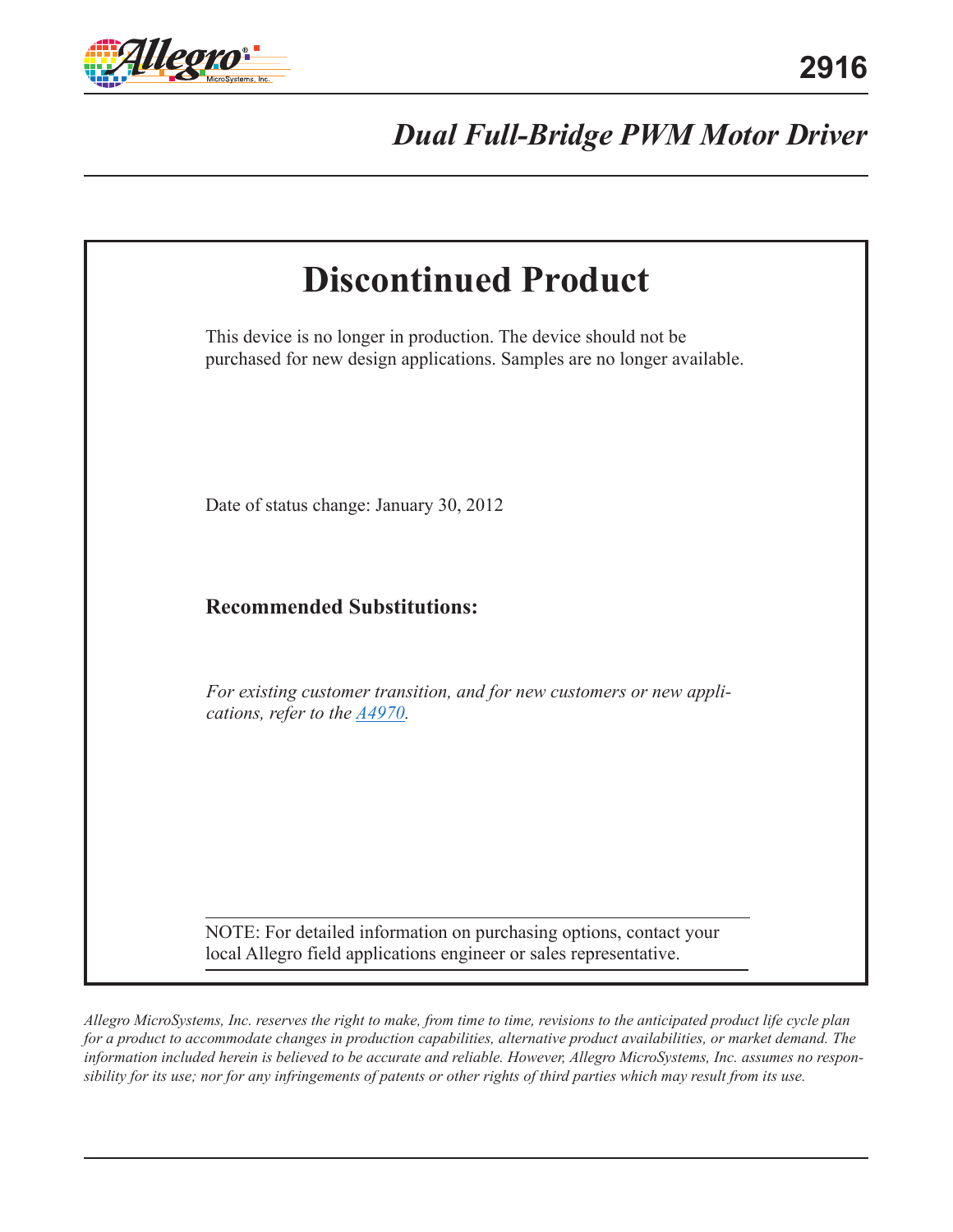# 2916

## *Dual Full-Bridge PWM Motor Driver*

# Discontinued Product

This device is no longer in production. The device should not be purchased for new design applications. Samples are no longer available.

Date of status change: January 30, 2012

### Recommended Substitutions:

*For existing customer transition, and for new customers or new applications, refer to the A4970.*

NOTE: For detailed information on purchasing options, contact your local Allegro field applications engineer or sales representative.

*Allegro MicroSystems, Inc. reserves the right to make, from time to time, revisions to the anticipated product life cycle plan for a product to accommodate changes in production capabilities, alternative product availabilities, or market demand. The information included herein is believed to be accurate and reliable. However, Allegro MicroSystems, Inc. assumes no responsibility for its use; nor for any infringements of patents or other rights of third parties which may result from its use.*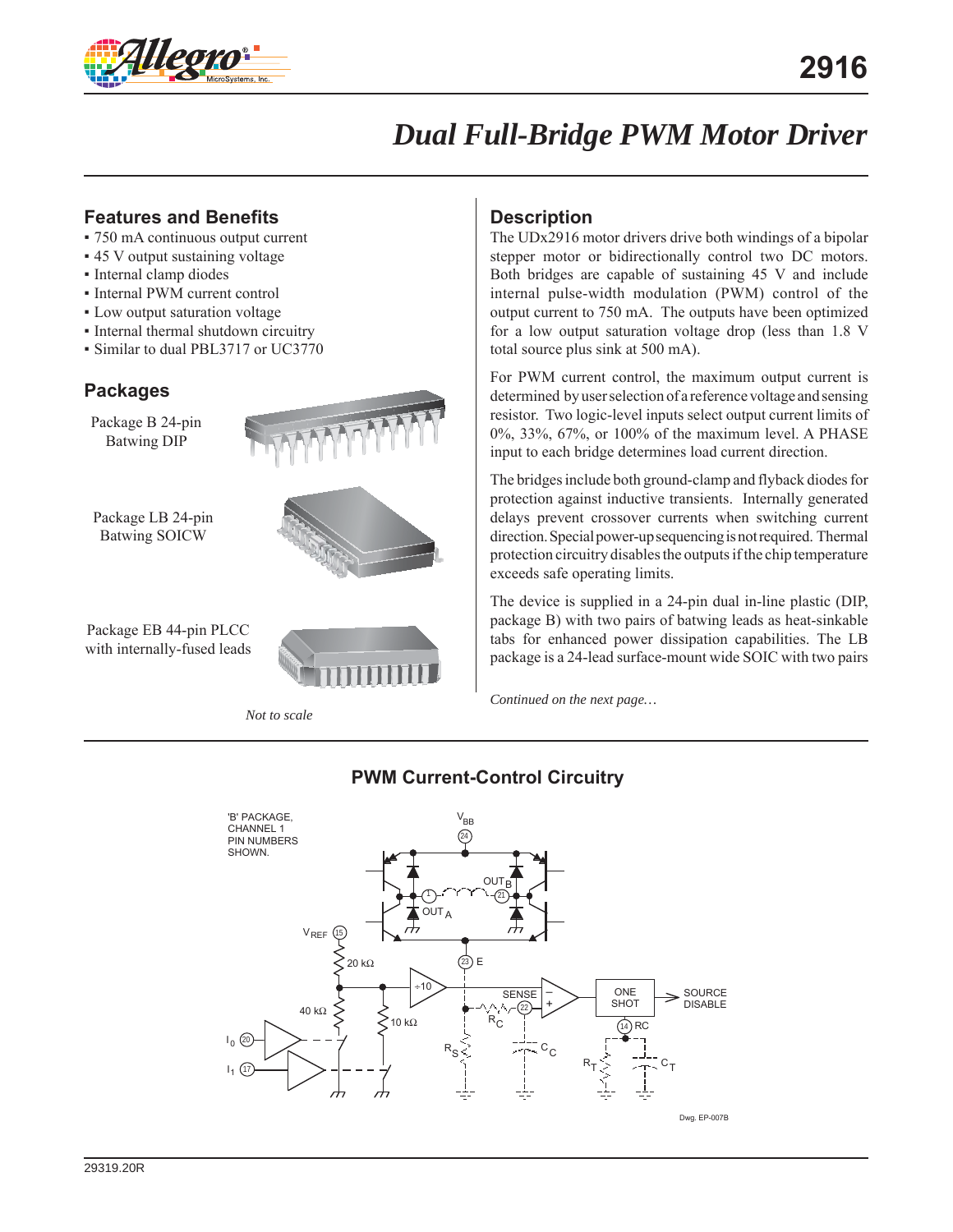# Dual Full-Bridge PWM Motor Driver

## Features and Benefits

- 750 mA continuous output current
- 45 V output sustaining voltage
- Internal clamp diodes
- Internal PWM current control
- Low output saturation voltage
- Internal thermal shutdown circuitry
- Similar to dual PBL3717 or UC3770

## Packages

Package B 24-pin Batwing DIP

Package LB 24-pin Batwing SOICW

Package EB 44-pin PLCC with internally-fused leads

*Not to scale*

## Description

The UDx2916 motor drivers drive both windings of a bipolar stepper motor or bidirectionally control two DC motors. Both bridges are capable of sustaining 45 V and include internal pulse-width modulation (PWM) control of the output current to 750 mA. The outputs have been optimized for a low output saturation voltage drop (less than 1.8 V total source plus sink at 500 mA).

For PWM current control, the maximum output current is determined by user selection of a reference voltage and sensing resistor. Two logic-level inputs select output current limits of 0%, 33%, 67%, or 100% of the maximum level. A PHASE input to each bridge determines load current direction.

The bridges include both ground-clamp and flyback diodes for protection against inductive transients. Internally generated delays prevent crossover currents when switching current direction. Special power-up sequencing is not required. Thermal protection circuitry disables the outputs if the chip temperature exceeds safe operating limits.

The device is supplied in a 24-pin dual in-line plastic (DIP, package B) with two pairs of batwing leads as heat-sinkable tabs for enhanced power dissipation capabilities. The LB package is a 24-lead surface-mount wide SOIC with two pairs

*Continued on the next page…*

## PWM Current-Control Circuitry

'B' PACKAGE, CHANNEL 1 PIN NUMBERS SHOWN.

Dwg. EP-007B

29319.20R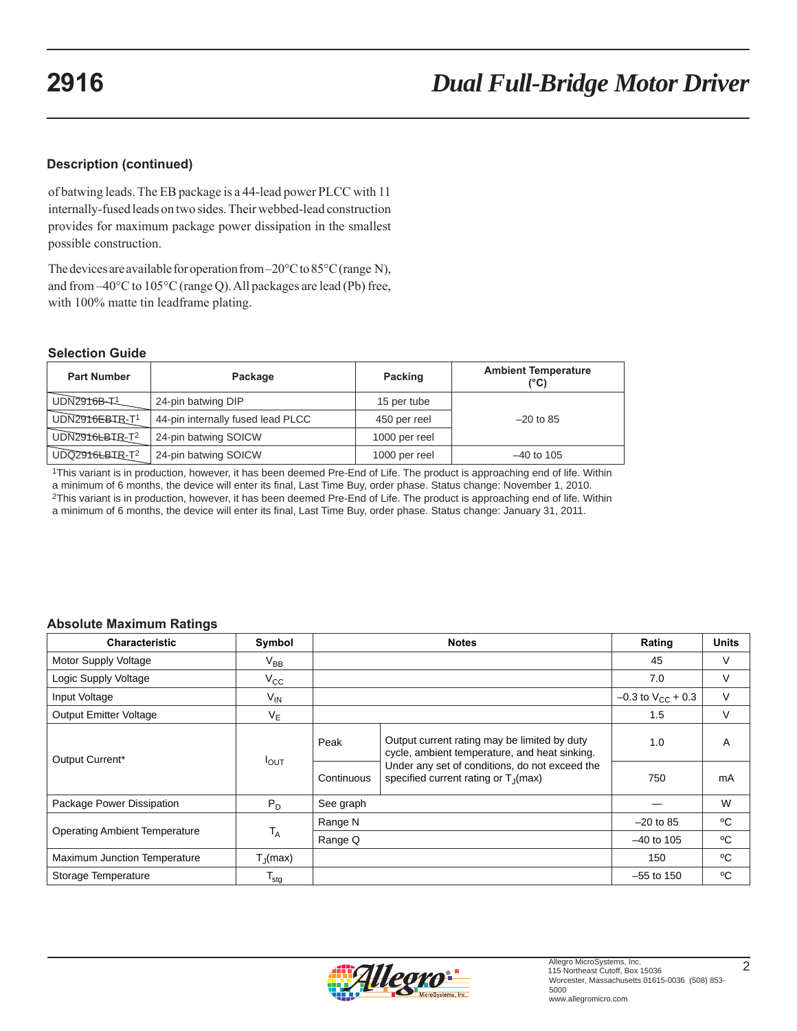## Description (continued)

of batwing leads. The EB package is a 44-lead power PLCC with 11 internally-fused leads on two sides. Their webbed-lead construction provides for maximum package power dissipation in the smallest possible construction.

The devices are available for operation from –20°C to 85°C (range N), and from –40°C to 105°C (range Q). All packages are lead (Pb) free, with 100% matte tin leadframe plating.

### Selection Guide

| Part Number | Package | Packing | Ambient Temperature (°C) |
|---|---|---|---|
| UDN2916B-T[1] | 24-pin batwing DIP | 15 per tube | –20 to 85 |
| UDN2916EBTR-T[1] | 44-pin internally fused lead PLCC | 450 per reel | |
| UDN2916LBTR-T[2] | 24-pin batwing SOICW | 1000 per reel | |
| UDQ2916LBTR-T[2] | 24-pin batwing SOICW | 1000 per reel | –40 to 105 |

[1]This variant is in production, however, it has been deemed Pre-End of Life. The product is approaching end of life. Within a minimum of 6 months, the device will enter its final, Last Time Buy, order phase. Status change: November 1, 2010.
[2]This variant is in production, however, it has been deemed Pre-End of Life. The product is approaching end of life. Within a minimum of 6 months, the device will enter its final, Last Time Buy, order phase. Status change: January 31, 2011.

### Absolute Maximum Ratings

| Characteristic | Symbol | Notes | | Rating | Units |
|---|---|---|---|---|---|
| Motor Supply Voltage | $V_{BB}$ | | | 45 | V |
| Logic Supply Voltage | $V_{CC}$ | | | 7.0 | V |
| Input Voltage | $V_{IN}$ | | | –0.3 to $V_{CC}$ + 0.3 | V |
| Output Emitter Voltage | $V_E$ | | | 1.5 | V |
| Output Current* | $I_{OUT}$ | Peak | Output current rating may be limited by duty cycle, ambient temperature, and heat sinking. Under any set of conditions, do not exceed the specified current rating or $T_J$(max) | 1.0 | A |
| | | Continuous | | 750 | mA |
| Package Power Dissipation | $P_D$ | See graph | | — | W |
| Operating Ambient Temperature | $T_A$ | Range N | | –20 to 85 | ºC |
| | | Range Q | | –40 to 105 | ºC |
| Maximum Junction Temperature | $T_J$(max) | | | 150 | ºC |
| Storage Temperature | $T_{stg}$ | | | –55 to 150 | ºC |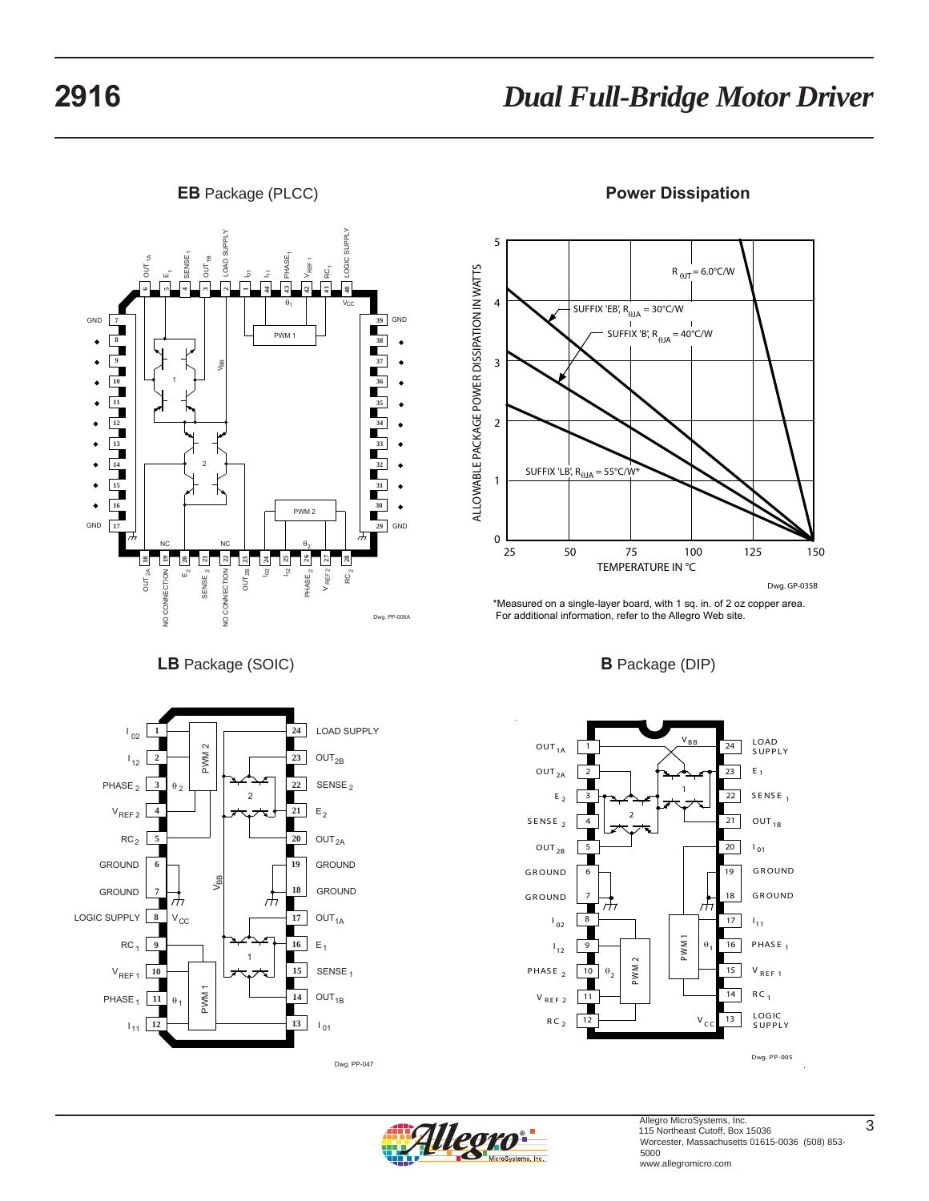## EB Package (PLCC)

Dwg. PP-006A

## Power Dissipation

Dwg. GP-035B

*Measured on a single-layer board, with 1 sq. in. of 2 oz copper area. For additional information, refer to the Allegro Web site.

## LB Package (SOIC)

Dwg. PP-047

## B Package (DIP)

Dwg. PP-005

Allegro MicroSystems, Inc.
115 Northeast Cutoff, Box 15036
Worcester, Massachusetts 01615-0036 (508) 853-5000
www.allegromicro.com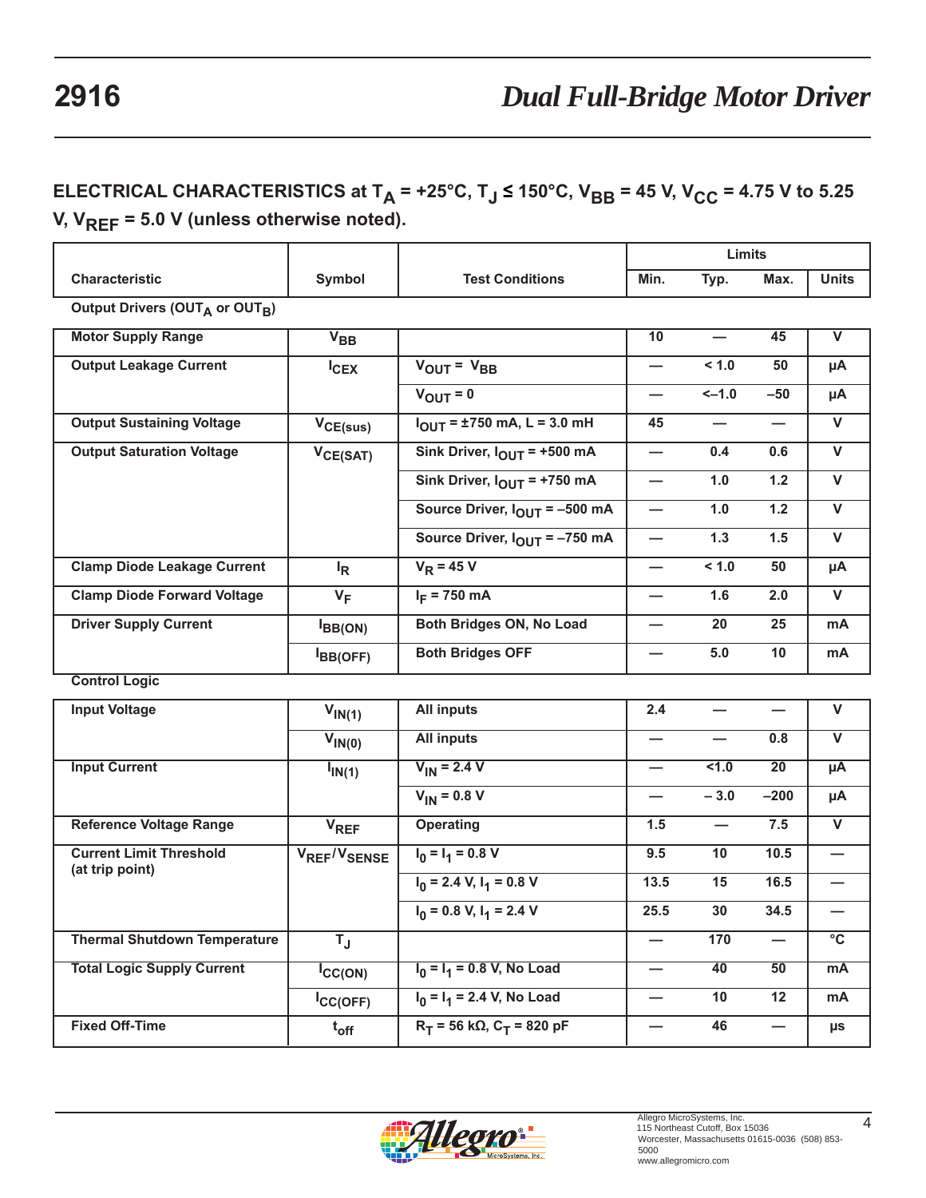## ELECTRICAL CHARACTERISTICS at $T_A$ = +25°C, $T_J$ ≤ 150°C, $V_{BB}$ = 45 V, $V_{CC}$ = 4.75 V to 5.25 V, $V_{REF}$ = 5.0 V (unless otherwise noted).

| Characteristic | Symbol | Test Conditions | Limits Min. | Limits Typ. | Limits Max. | Units |
|---|---|---|---|---|---|---|
| **Output Drivers ($OUT_A$ or $OUT_B$)** | | | | | | |
| Motor Supply Range | $V_{BB}$ | | 10 | — | 45 | V |
| Output Leakage Current | $I_{CEX}$ | $V_{OUT}$ = $V_{BB}$ | — | < 1.0 | 50 | μA |
| | | $V_{OUT}$ = 0 | — | <–1.0 | –50 | μA |
| Output Sustaining Voltage | $V_{CE(sus)}$ | $I_{OUT}$ = ±750 mA, L = 3.0 mH | 45 | — | — | V |
| Output Saturation Voltage | $V_{CE(SAT)}$ | Sink Driver, $I_{OUT}$ = +500 mA | — | 0.4 | 0.6 | V |
| | | Sink Driver, $I_{OUT}$ = +750 mA | — | 1.0 | 1.2 | V |
| | | Source Driver, $I_{OUT}$ = –500 mA | — | 1.0 | 1.2 | V |
| | | Source Driver, $I_{OUT}$ = –750 mA | — | 1.3 | 1.5 | V |
| Clamp Diode Leakage Current | $I_R$ | $V_R$ = 45 V | — | < 1.0 | 50 | μA |
| Clamp Diode Forward Voltage | $V_F$ | $I_F$ = 750 mA | — | 1.6 | 2.0 | V |
| Driver Supply Current | $I_{BB(ON)}$ | Both Bridges ON, No Load | — | 20 | 25 | mA |
| | $I_{BB(OFF)}$ | Both Bridges OFF | — | 5.0 | 10 | mA |
| **Control Logic** | | | | | | |
| Input Voltage | $V_{IN(1)}$ | All inputs | 2.4 | — | — | V |
| | $V_{IN(0)}$ | All inputs | — | — | 0.8 | V |
| Input Current | $I_{IN(1)}$ | $V_{IN}$ = 2.4 V | — | <1.0 | 20 | μA |
| | | $V_{IN}$ = 0.8 V | — | – 3.0 | –200 | μA |
| Reference Voltage Range | $V_{REF}$ | Operating | 1.5 | — | 7.5 | V |
| Current Limit Threshold (at trip point) | $V_{REF}/V_{SENSE}$ | $I_0$ = $I_1$ = 0.8 V | 9.5 | 10 | 10.5 | — |
| | | $I_0$ = 2.4 V, $I_1$ = 0.8 V | 13.5 | 15 | 16.5 | — |
| | | $I_0$ = 0.8 V, $I_1$ = 2.4 V | 25.5 | 30 | 34.5 | — |
| Thermal Shutdown Temperature | $T_J$ | | — | 170 | — | °C |
| Total Logic Supply Current | $I_{CC(ON)}$ | $I_0$ = $I_1$ = 0.8 V, No Load | — | 40 | 50 | mA |
| | $I_{CC(OFF)}$ | $I_0$ = $I_1$ = 2.4 V, No Load | — | 10 | 12 | mA |
| Fixed Off-Time | $t_{off}$ | $R_T$ = 56 kΩ, $C_T$ = 820 pF | — | 46 | — | μs |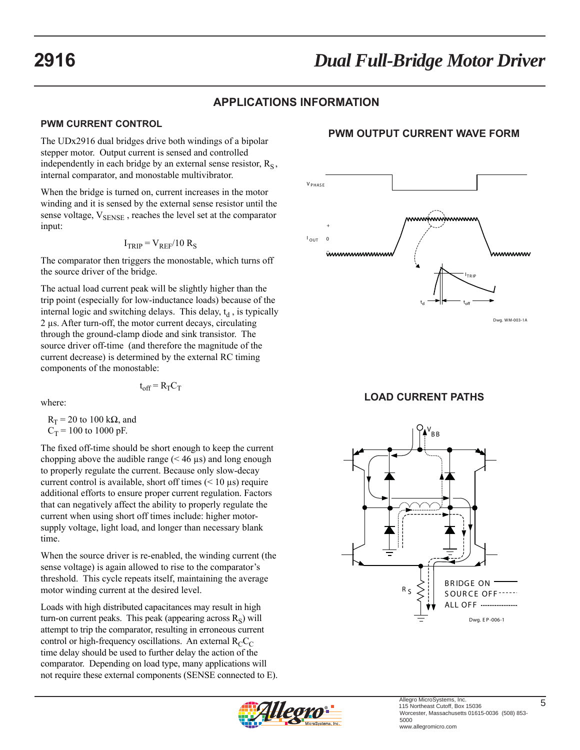## APPLICATIONS INFORMATION

### PWM CURRENT CONTROL

The UDx2916 dual bridges drive both windings of a bipolar stepper motor. Output current is sensed and controlled independently in each bridge by an external sense resistor, $R_S$, internal comparator, and monostable multivibrator.

When the bridge is turned on, current increases in the motor winding and it is sensed by the external sense resistor until the sense voltage, $V_{SENSE}$, reaches the level set at the comparator input:

$$I_{TRIP} = V_{REF}/10\ R_S$$

The comparator then triggers the monostable, which turns off the source driver of the bridge.

The actual load current peak will be slightly higher than the trip point (especially for low-inductance loads) because of the internal logic and switching delays. This delay, $t_d$, is typically 2 µs. After turn-off, the motor current decays, circulating through the ground-clamp diode and sink transistor. The source driver off-time (and therefore the magnitude of the current decrease) is determined by the external RC timing components of the monostable:

$$t_{off} = R_T C_T$$

where:

$R_T$ = 20 to 100 kΩ, and
$C_T$ = 100 to 1000 pF.

The fixed off-time should be short enough to keep the current chopping above the audible range (< 46 µs) and long enough to properly regulate the current. Because only slow-decay current control is available, short off times (< 10 µs) require additional efforts to ensure proper current regulation. Factors that can negatively affect the ability to properly regulate the current when using short off times include: higher motor-supply voltage, light load, and longer than necessary blank time.

When the source driver is re-enabled, the winding current (the sense voltage) is again allowed to rise to the comparator's threshold. This cycle repeats itself, maintaining the average motor winding current at the desired level.

Loads with high distributed capacitances may result in high turn-on current peaks. This peak (appearing across $R_S$) will attempt to trip the comparator, resulting in erroneous current control or high-frequency oscillations. An external $R_C C_C$ time delay should be used to further delay the action of the comparator. Depending on load type, many applications will not require these external components (SENSE connected to E).

### PWM OUTPUT CURRENT WAVE FORM

Dwg. WM-003-1A

### LOAD CURRENT PATHS

Dwg. EP-006-1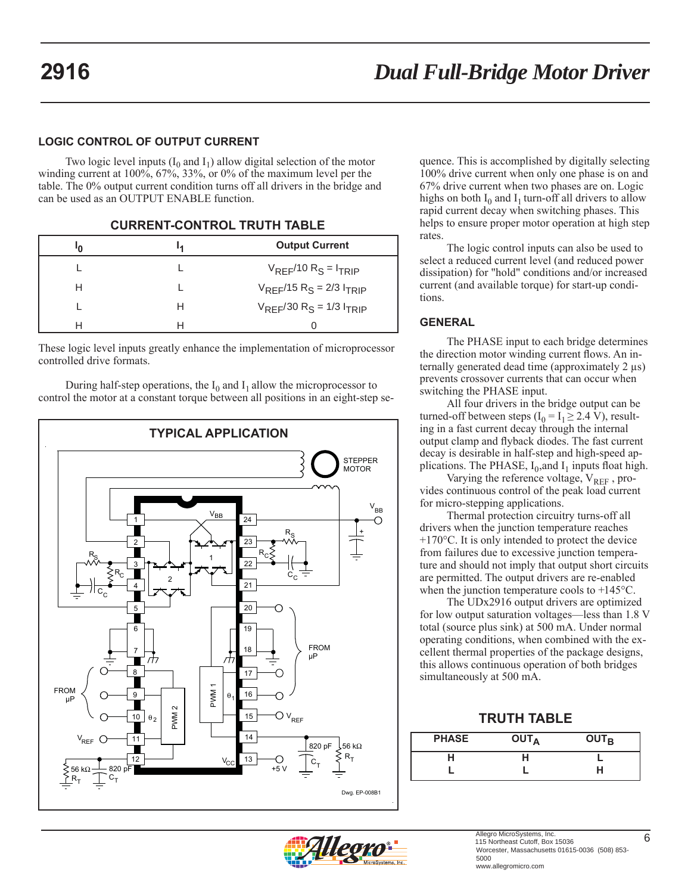## LOGIC CONTROL OF OUTPUT CURRENT

Two logic level inputs ($I_0$ and $I_1$) allow digital selection of the motor winding current at 100%, 67%, 33%, or 0% of the maximum level per the table. The 0% output current condition turns off all drivers in the bridge and can be used as an OUTPUT ENABLE function.

### CURRENT-CONTROL TRUTH TABLE

| $I_0$ | $I_1$ | Output Current |
|---|---|---|
| L | L | $V_{REF}/10\ R_S = I_{TRIP}$ |
| H | L | $V_{REF}/15\ R_S = 2/3\ I_{TRIP}$ |
| L | H | $V_{REF}/30\ R_S = 1/3\ I_{TRIP}$ |
| H | H | 0 |

These logic level inputs greatly enhance the implementation of microprocessor controlled drive formats.

During half-step operations, the $I_0$ and $I_1$ allow the microprocessor to control the motor at a constant torque between all positions in an eight-step sequence. This is accomplished by digitally selecting 100% drive current when only one phase is on and 67% drive current when two phases are on. Logic highs on both $I_0$ and $I_1$ turn-off all drivers to allow rapid current decay when switching phases. This helps to ensure proper motor operation at high step rates.

The logic control inputs can also be used to select a reduced current level (and reduced power dissipation) for "hold" conditions and/or increased current (and available torque) for start-up conditions.

### TYPICAL APPLICATION

Dwg. EP-008B1

## GENERAL

The PHASE input to each bridge determines the direction motor winding current flows. An internally generated dead time (approximately 2 µs) prevents crossover currents that can occur when switching the PHASE input.

All four drivers in the bridge output can be turned-off between steps ($I_0 = I_1 \geq 2.4$ V), resulting in a fast current decay through the internal output clamp and flyback diodes. The fast current decay is desirable in half-step and high-speed applications. The PHASE, $I_0$,and $I_1$ inputs float high.

Varying the reference voltage, $V_{REF}$ , provides continuous control of the peak load current for micro-stepping applications.

Thermal protection circuitry turns-off all drivers when the junction temperature reaches +170°C. It is only intended to protect the device from failures due to excessive junction temperature and should not imply that output short circuits are permitted. The output drivers are re-enabled when the junction temperature cools to +145°C.

The UDx2916 output drivers are optimized for low output saturation voltages—less than 1.8 V total (source plus sink) at 500 mA. Under normal operating conditions, when combined with the excellent thermal properties of the package designs, this allows continuous operation of both bridges simultaneously at 500 mA.

### TRUTH TABLE

| PHASE | $OUT_A$ | $OUT_B$ |
|---|---|---|
| H | H | L |
| L | L | H |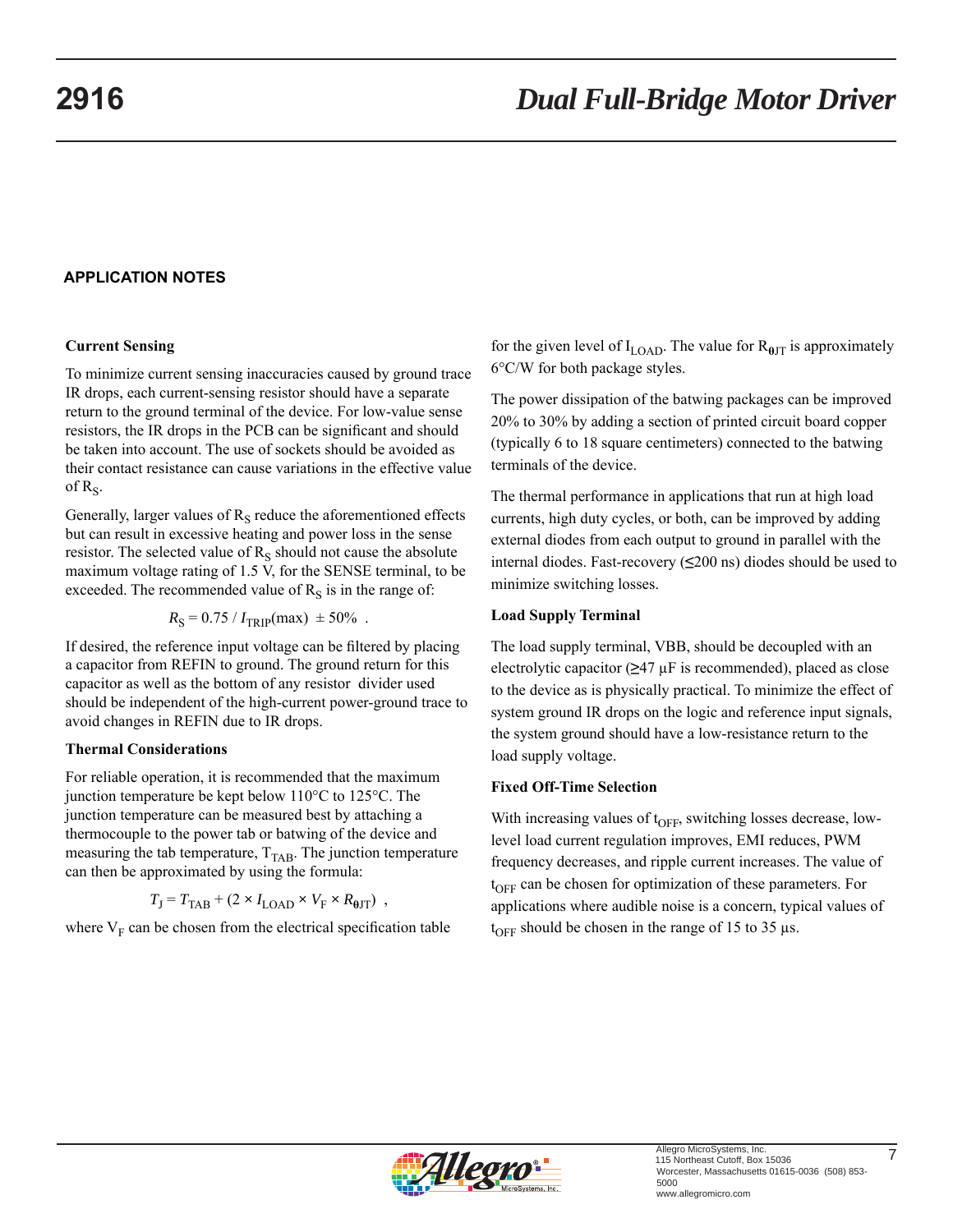## APPLICATION NOTES

### Current Sensing

To minimize current sensing inaccuracies caused by ground trace IR drops, each current-sensing resistor should have a separate return to the ground terminal of the device. For low-value sense resistors, the IR drops in the PCB can be significant and should be taken into account. The use of sockets should be avoided as their contact resistance can cause variations in the effective value of $R_S$.

Generally, larger values of $R_S$ reduce the aforementioned effects but can result in excessive heating and power loss in the sense resistor. The selected value of $R_S$ should not cause the absolute maximum voltage rating of 1.5 V, for the SENSE terminal, to be exceeded. The recommended value of $R_S$ is in the range of:

$$R_S = 0.75 / I_{TRIP}(\text{max}) \pm 50\% \ .$$

If desired, the reference input voltage can be filtered by placing a capacitor from REFIN to ground. The ground return for this capacitor as well as the bottom of any resistor divider used should be independent of the high-current power-ground trace to avoid changes in REFIN due to IR drops.

### Thermal Considerations

For reliable operation, it is recommended that the maximum junction temperature be kept below 110°C to 125°C. The junction temperature can be measured best by attaching a thermocouple to the power tab or batwing of the device and measuring the tab temperature, $T_{TAB}$. The junction temperature can then be approximated by using the formula:

$$T_J = T_{TAB} + (2 \times I_{LOAD} \times V_F \times R_{\theta JT}) \ ,$$

where $V_F$ can be chosen from the electrical specification table for the given level of $I_{LOAD}$. The value for $R_{\theta JT}$ is approximately 6°C/W for both package styles.

The power dissipation of the batwing packages can be improved 20% to 30% by adding a section of printed circuit board copper (typically 6 to 18 square centimeters) connected to the batwing terminals of the device.

The thermal performance in applications that run at high load currents, high duty cycles, or both, can be improved by adding external diodes from each output to ground in parallel with the internal diodes. Fast-recovery (≤200 ns) diodes should be used to minimize switching losses.

### Load Supply Terminal

The load supply terminal, VBB, should be decoupled with an electrolytic capacitor (≥47 µF is recommended), placed as close to the device as is physically practical. To minimize the effect of system ground IR drops on the logic and reference input signals, the system ground should have a low-resistance return to the load supply voltage.

### Fixed Off-Time Selection

With increasing values of $t_{OFF}$, switching losses decrease, low-level load current regulation improves, EMI reduces, PWM frequency decreases, and ripple current increases. The value of $t_{OFF}$ can be chosen for optimization of these parameters. For applications where audible noise is a concern, typical values of $t_{OFF}$ should be chosen in the range of 15 to 35 µs.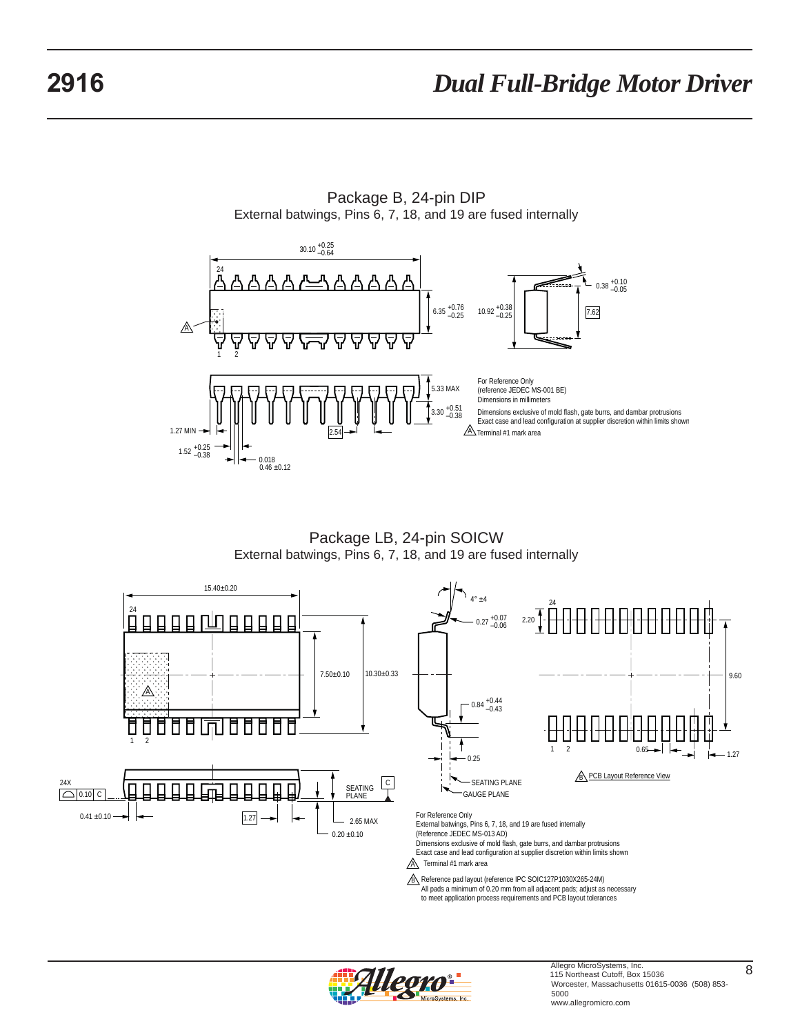## Package B, 24-pin DIP

External batwings, Pins 6, 7, 18, and 19 are fused internally

30.10 +0.25 –0.64

6.35 +0.76 –0.25

10.92 +0.38 –0.25

0.38 +0.10 –0.05

7.62

5.33 MAX

3.30 +0.51 –0.38

1.27 MIN

2.54

1.52 +0.25 –0.38

0.018

0.46 ±0.12

For Reference Only
(reference JEDEC MS-001 BE)
Dimensions in millimeters

Dimensions exclusive of mold flash, gate burrs, and dambar protrusions
Exact case and lead configuration at supplier discretion within limits shown

A Terminal #1 mark area

## Package LB, 24-pin SOICW

External batwings, Pins 6, 7, 18, and 19 are fused internally

15.40±0.20

7.50±0.10

10.30±0.33

4° ±4

0.27 +0.07 –0.06

0.84 +0.44 –0.43

0.25

SEATING PLANE

GAUGE PLANE

2.20

9.60

0.65

1.27

24X 0.10 C

SEATING PLANE C

0.41 ±0.10

1.27

2.65 MAX

0.20 ±0.10

B PCB Layout Reference View

For Reference Only
External batwings, Pins 6, 7, 18, and 19 are fused internally
(Reference JEDEC MS-013 AD)
Dimensions exclusive of mold flash, gate burrs, and dambar protrusions
Exact case and lead configuration at supplier discretion within limits shown

A Terminal #1 mark area

B Reference pad layout (reference IPC SOIC127P1030X265-24M)
All pads a minimum of 0.20 mm from all adjacent pads; adjust as necessary to meet application process requirements and PCB layout tolerances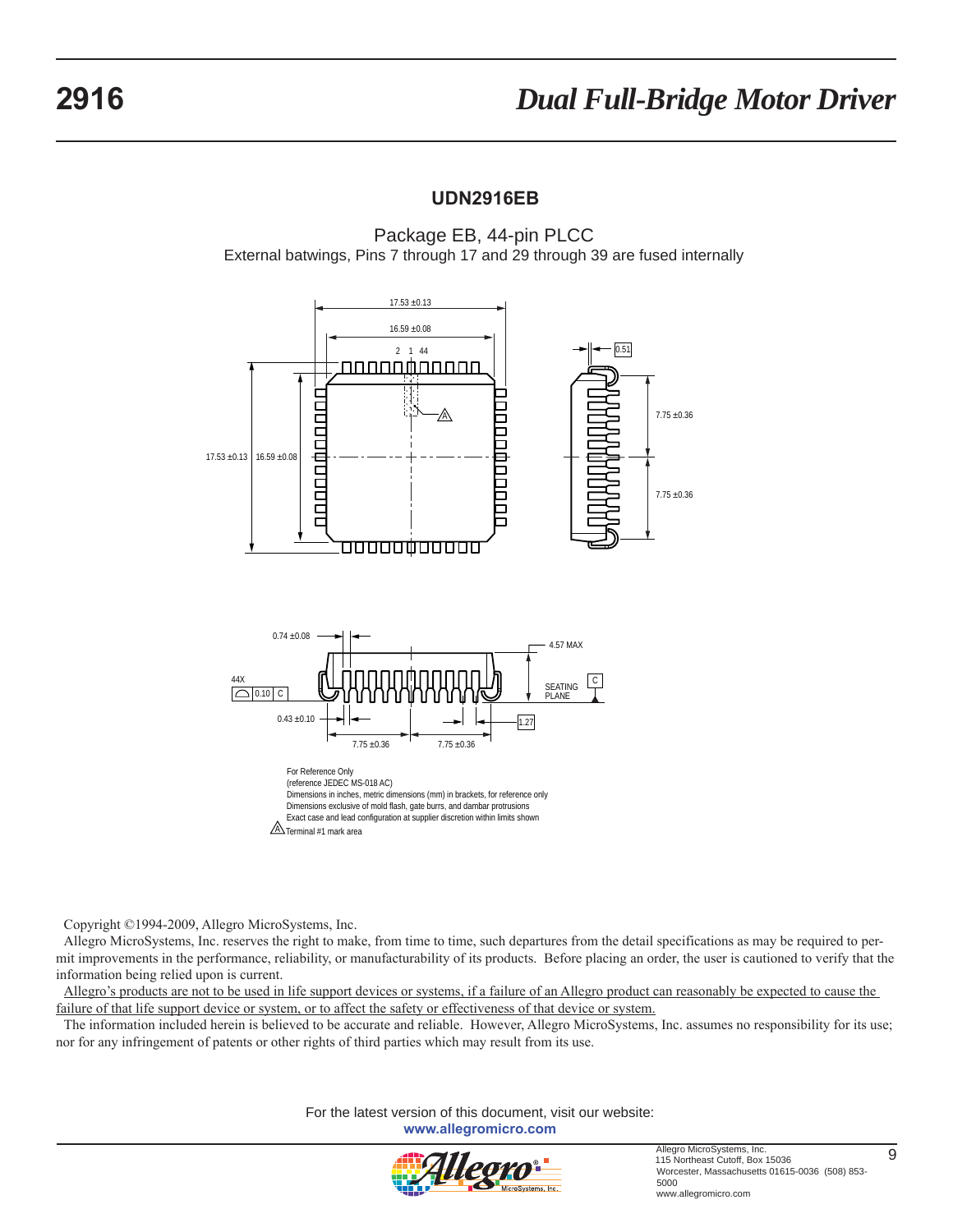## UDN2916EB

Package EB, 44-pin PLCC
External batwings, Pins 7 through 17 and 29 through 39 are fused internally

17.53 ±0.13
16.59 ±0.08
2 1 44
A
17.53 ±0.13
16.59 ±0.08
0.51
7.75 ±0.36
7.75 ±0.36
0.74 ±0.08
4.57 MAX
44X
0.10 C
C
SEATING PLANE
0.43 ±0.10
1.27
7.75 ±0.36
7.75 ±0.36

For Reference Only
(reference JEDEC MS-018 AC)
Dimensions in inches, metric dimensions (mm) in brackets, for reference only
Dimensions exclusive of mold flash, gate burrs, and dambar protrusions
Exact case and lead configuration at supplier discretion within limits shown
A Terminal #1 mark area

Copyright ©1994-2009, Allegro MicroSystems, Inc.

Allegro MicroSystems, Inc. reserves the right to make, from time to time, such departures from the detail specifications as may be required to permit improvements in the performance, reliability, or manufacturability of its products. Before placing an order, the user is cautioned to verify that the information being relied upon is current.

Allegro's products are not to be used in life support devices or systems, if a failure of an Allegro product can reasonably be expected to cause the failure of that life support device or system, or to affect the safety or effectiveness of that device or system.

The information included herein is believed to be accurate and reliable. However, Allegro MicroSystems, Inc. assumes no responsibility for its use; nor for any infringement of patents or other rights of third parties which may result from its use.

For the latest version of this document, visit our website:
**www.allegromicro.com**